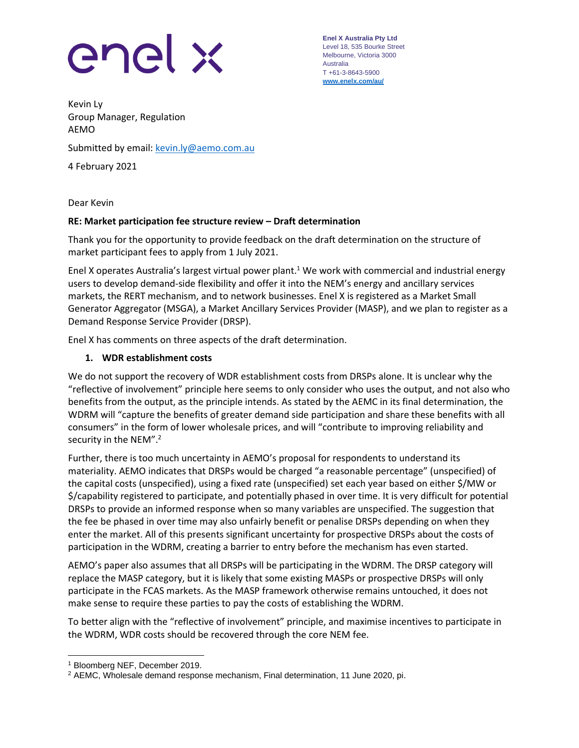enel x

**Enel X Australia Pty Ltd**
Level 18, 535 Bourke Street
Melbourne, Victoria 3000
Australia
T +61-3-8643-5900
**www.enelx.com/au/**

Kevin Ly
Group Manager, Regulation
AEMO

Submitted by email: kevin.ly@aemo.com.au

4 February 2021

Dear Kevin

**RE: Market participation fee structure review – Draft determination**

Thank you for the opportunity to provide feedback on the draft determination on the structure of market participant fees to apply from 1 July 2021.

Enel X operates Australia's largest virtual power plant.[1] We work with commercial and industrial energy users to develop demand-side flexibility and offer it into the NEM's energy and ancillary services markets, the RERT mechanism, and to network businesses. Enel X is registered as a Market Small Generator Aggregator (MSGA), a Market Ancillary Services Provider (MASP), and we plan to register as a Demand Response Service Provider (DRSP).

Enel X has comments on three aspects of the draft determination.

1. **WDR establishment costs**

We do not support the recovery of WDR establishment costs from DRSPs alone. It is unclear why the "reflective of involvement" principle here seems to only consider who uses the output, and not also who benefits from the output, as the principle intends. As stated by the AEMC in its final determination, the WDRM will "capture the benefits of greater demand side participation and share these benefits with all consumers" in the form of lower wholesale prices, and will "contribute to improving reliability and security in the NEM".[2]

Further, there is too much uncertainty in AEMO's proposal for respondents to understand its materiality. AEMO indicates that DRSPs would be charged "a reasonable percentage" (unspecified) of the capital costs (unspecified), using a fixed rate (unspecified) set each year based on either \$/MW or \$/capability registered to participate, and potentially phased in over time. It is very difficult for potential DRSPs to provide an informed response when so many variables are unspecified. The suggestion that the fee be phased in over time may also unfairly benefit or penalise DRSPs depending on when they enter the market. All of this presents significant uncertainty for prospective DRSPs about the costs of participation in the WDRM, creating a barrier to entry before the mechanism has even started.

AEMO's paper also assumes that all DRSPs will be participating in the WDRM. The DRSP category will replace the MASP category, but it is likely that some existing MASPs or prospective DRSPs will only participate in the FCAS markets. As the MASP framework otherwise remains untouched, it does not make sense to require these parties to pay the costs of establishing the WDRM.

To better align with the "reflective of involvement" principle, and maximise incentives to participate in the WDRM, WDR costs should be recovered through the core NEM fee.

---

[1] Bloomberg NEF, December 2019.

[2] AEMC, Wholesale demand response mechanism, Final determination, 11 June 2020, pi.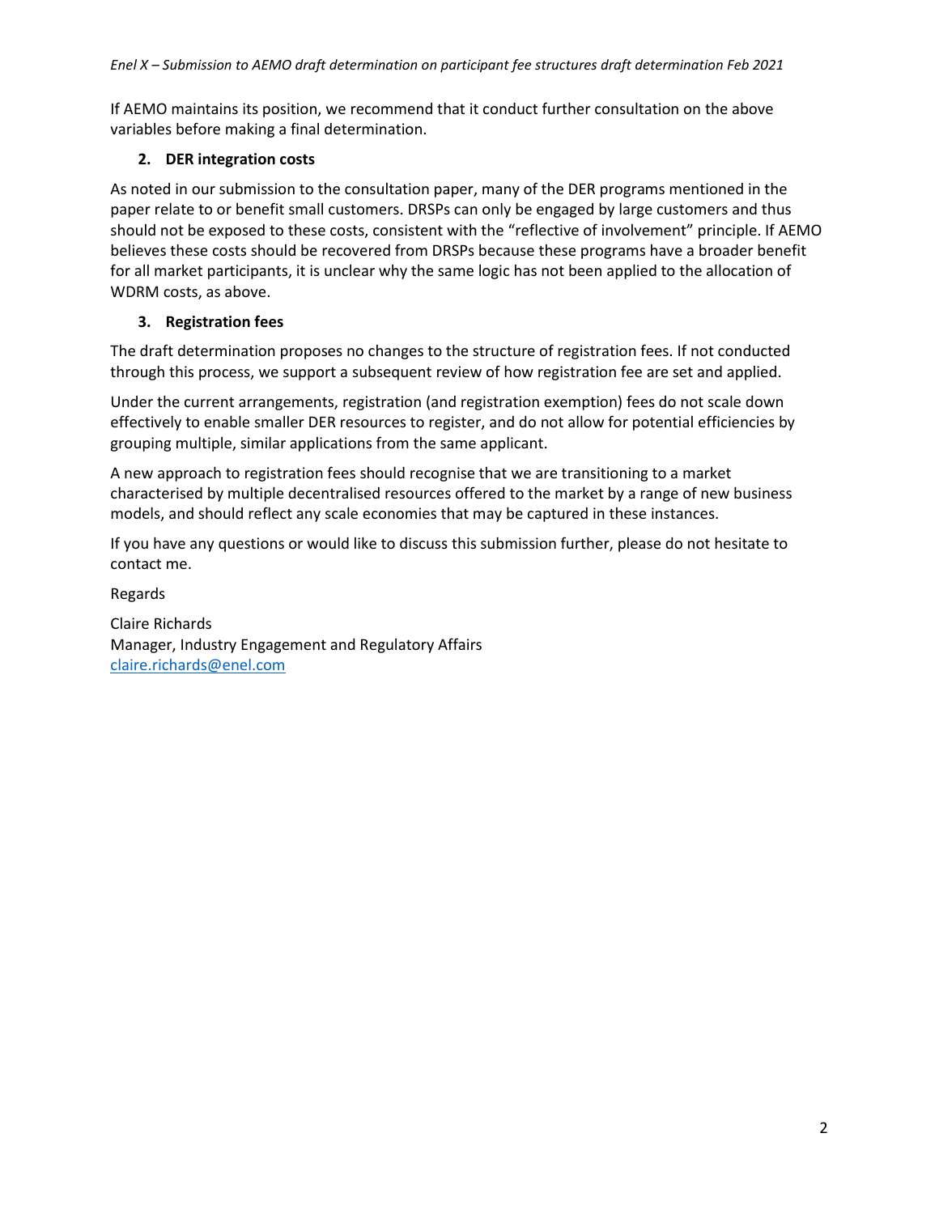If AEMO maintains its position, we recommend that it conduct further consultation on the above variables before making a final determination.

### 2. DER integration costs

As noted in our submission to the consultation paper, many of the DER programs mentioned in the paper relate to or benefit small customers. DRSPs can only be engaged by large customers and thus should not be exposed to these costs, consistent with the "reflective of involvement" principle. If AEMO believes these costs should be recovered from DRSPs because these programs have a broader benefit for all market participants, it is unclear why the same logic has not been applied to the allocation of WDRM costs, as above.

### 3. Registration fees

The draft determination proposes no changes to the structure of registration fees. If not conducted through this process, we support a subsequent review of how registration fee are set and applied.

Under the current arrangements, registration (and registration exemption) fees do not scale down effectively to enable smaller DER resources to register, and do not allow for potential efficiencies by grouping multiple, similar applications from the same applicant.

A new approach to registration fees should recognise that we are transitioning to a market characterised by multiple decentralised resources offered to the market by a range of new business models, and should reflect any scale economies that may be captured in these instances.

If you have any questions or would like to discuss this submission further, please do not hesitate to contact me.

Regards

Claire Richards
Manager, Industry Engagement and Regulatory Affairs
claire.richards@enel.com